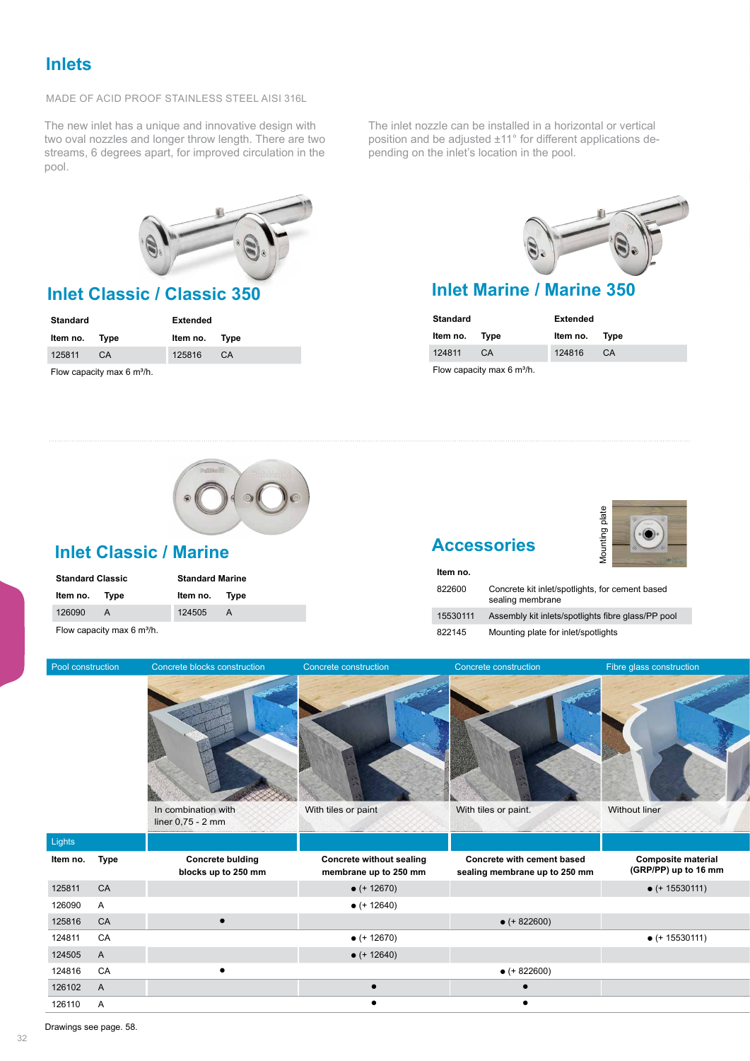# Inlets

MADE OF ACID PROOF STAINLESS STEEL AISI 316L

The new inlet has a unique and innovative design with two oval nozzles and longer throw length. There are two streams, 6 degrees apart, for improved circulation in the pool.

The inlet nozzle can be installed in a horizontal or vertical position and be adjusted ±11° for different applications depending on the inlet's location in the pool.

## Inlet Classic / Classic 350

| Standard | | Extended | |
|---|---|---|---|
| **Item no.** | **Type** | **Item no.** | **Type** |
| 125811 | CA | 125816 | CA |

Flow capacity max 6 m³/h.

## Inlet Marine / Marine 350

| Standard | | Extended | |
|---|---|---|---|
| **Item no.** | **Type** | **Item no.** | **Type** |
| 124811 | CA | 124816 | CA |

Flow capacity max 6 m³/h.

## Inlet Classic / Marine

| Standard Classic | | Standard Marine | |
|---|---|---|---|
| **Item no.** | **Type** | **Item no.** | **Type** |
| 126090 | A | 124505 | A |

Flow capacity max 6 m³/h.

## Accessories

Mounting plate

| Item no. | |
|---|---|
| 822600 | Concrete kit inlet/spotlights, for cement based sealing membrane |
| 15530111 | Assembly kit inlets/spotlights fibre glass/PP pool |
| 822145 | Mounting plate for inlet/spotlights |

| Pool construction | | Concrete blocks construction | Concrete construction | Concrete construction | Fibre glass construction |
|---|---|---|---|---|---|
| | | In combination with liner 0,75 - 2 mm | With tiles or paint | With tiles or paint. | Without liner |
| Lights | | | | | |
| **Item no.** | **Type** | **Concrete bulding blocks up to 250 mm** | **Concrete without sealing membrane up to 250 mm** | **Concrete with cement based sealing membrane up to 250 mm** | **Composite material (GRP/PP) up to 16 mm** |
| 125811 | CA | | ● (+ 12670) | | ● (+ 15530111) |
| 126090 | A | | ● (+ 12640) | | |
| 125816 | CA | ● | | ● (+ 822600) | |
| 124811 | CA | | ● (+ 12670) | | ● (+ 15530111) |
| 124505 | A | | ● (+ 12640) | | |
| 124816 | CA | ● | | ● (+ 822600) | |
| 126102 | A | | ● | ● | |
| 126110 | A | | ● | ● | |

Drawings see page. 58.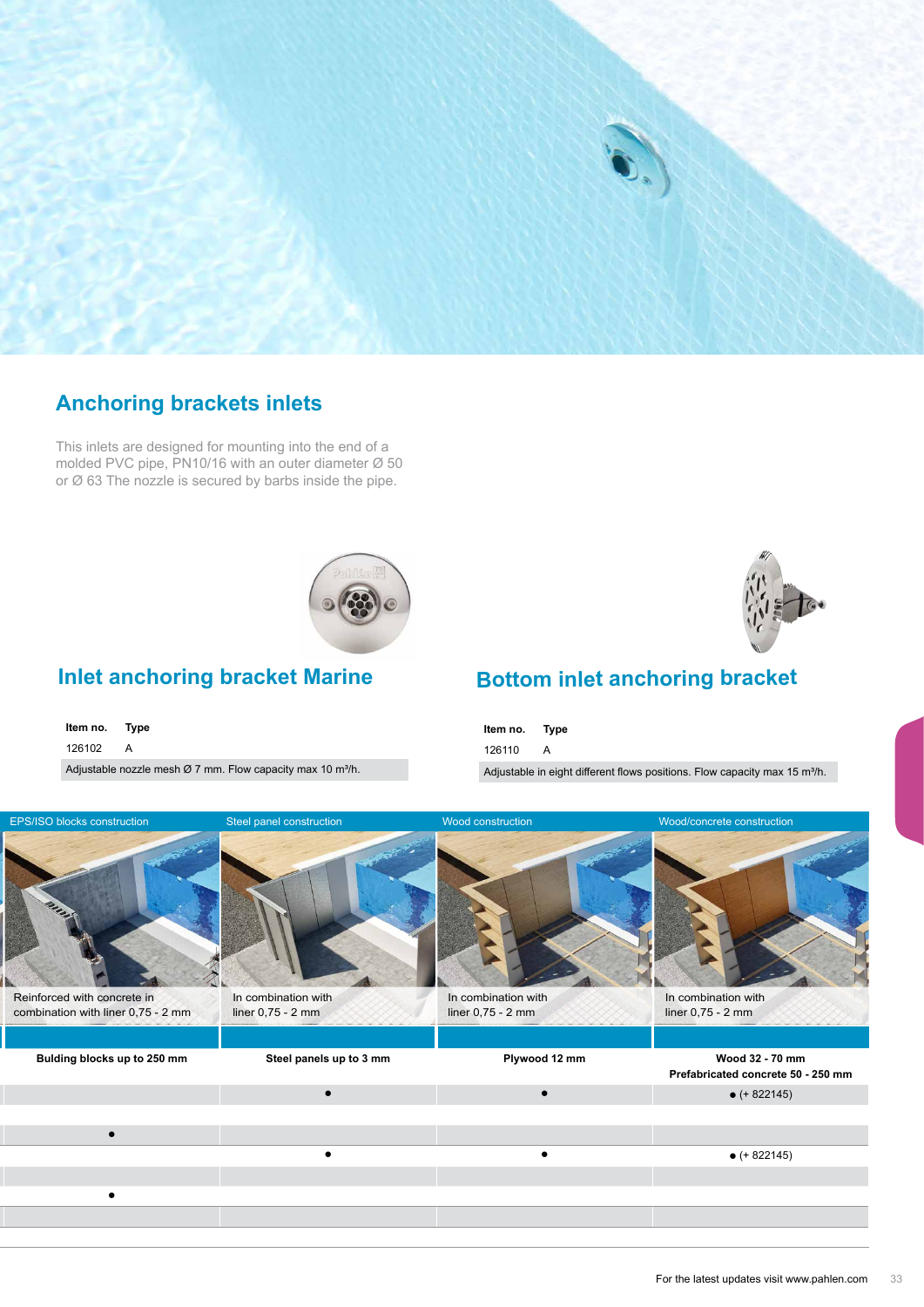## Anchoring brackets inlets

This inlets are designed for mounting into the end of a molded PVC pipe, PN10/16 with an outer diameter Ø 50 or Ø 63 The nozzle is secured by barbs inside the pipe.

### Inlet anchoring bracket Marine

| Item no. | Type |
|---|---|
| 126102 | A |

Adjustable nozzle mesh Ø 7 mm. Flow capacity max 10 m³/h.

### Bottom inlet anchoring bracket

| Item no. | Type |
|---|---|
| 126110 | A |

Adjustable in eight different flows positions. Flow capacity max 15 m³/h.

| EPS/ISO blocks construction | Steel panel construction | Wood construction | Wood/concrete construction |
|---|---|---|---|
| Reinforced with concrete in combination with liner 0,75 - 2 mm | In combination with liner 0,75 - 2 mm | In combination with liner 0,75 - 2 mm | In combination with liner 0,75 - 2 mm |
| **Bulding blocks up to 250 mm** | **Steel panels up to 3 mm** | **Plywood 12 mm** | **Wood 32 - 70 mm Prefabricated concrete 50 - 250 mm** |
| | ● | ● | ● (+ 822145) |
| | | | |
| ● | | | |
| | ● | ● | ● (+ 822145) |
| | | | |
| ● | | | |
| | | | |

For the latest updates visit www.pahlen.com